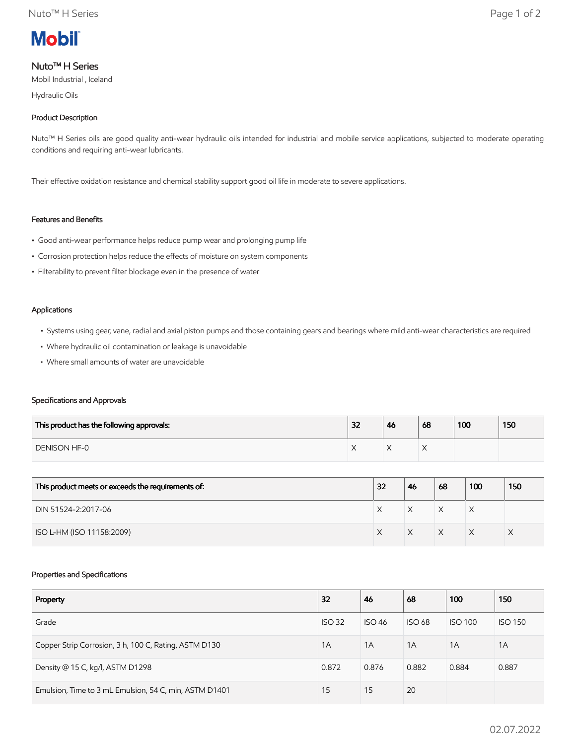# Mobil

## Nuto™ H Series

Mobil Industrial , Iceland

Hydraulic Oils

### Product Description

Nuto™ H Series oils are good quality anti-wear hydraulic oils intended for industrial and mobile service applications, subjected to moderate operating conditions and requiring anti-wear lubricants.

Their effective oxidation resistance and chemical stability support good oil life in moderate to severe applications.

### Features and Benefits

- Good anti-wear performance helps reduce pump wear and prolonging pump life
- Corrosion protection helps reduce the effects of moisture on system components
- Filterability to prevent filter blockage even in the presence of water

### Applications

- Systems using gear, vane, radial and axial piston pumps and those containing gears and bearings where mild anti-wear characteristics are required
- Where hydraulic oil contamination or leakage is unavoidable
- Where small amounts of water are unavoidable

### Specifications and Approvals

| This product has the following approvals: | 32 | 46 | 68 | 100 | 150 |
|---|---|---|---|---|---|
| DENISON HF-0 | X | X | X | | |

| This product meets or exceeds the requirements of: | 32 | 46 | 68 | 100 | 150 |
|---|---|---|---|---|---|
| DIN 51524-2:2017-06 | X | X | X | X | |
| ISO L-HM (ISO 11158:2009) | X | X | X | X | X |

### Properties and Specifications

| Property | 32 | 46 | 68 | 100 | 150 |
|---|---|---|---|---|---|
| Grade | ISO 32 | ISO 46 | ISO 68 | ISO 100 | ISO 150 |
| Copper Strip Corrosion, 3 h, 100 C, Rating, ASTM D130 | 1A | 1A | 1A | 1A | 1A |
| Density @ 15 C, kg/l, ASTM D1298 | 0.872 | 0.876 | 0.882 | 0.884 | 0.887 |
| Emulsion, Time to 3 mL Emulsion, 54 C, min, ASTM D1401 | 15 | 15 | 20 | | |

02.07.2022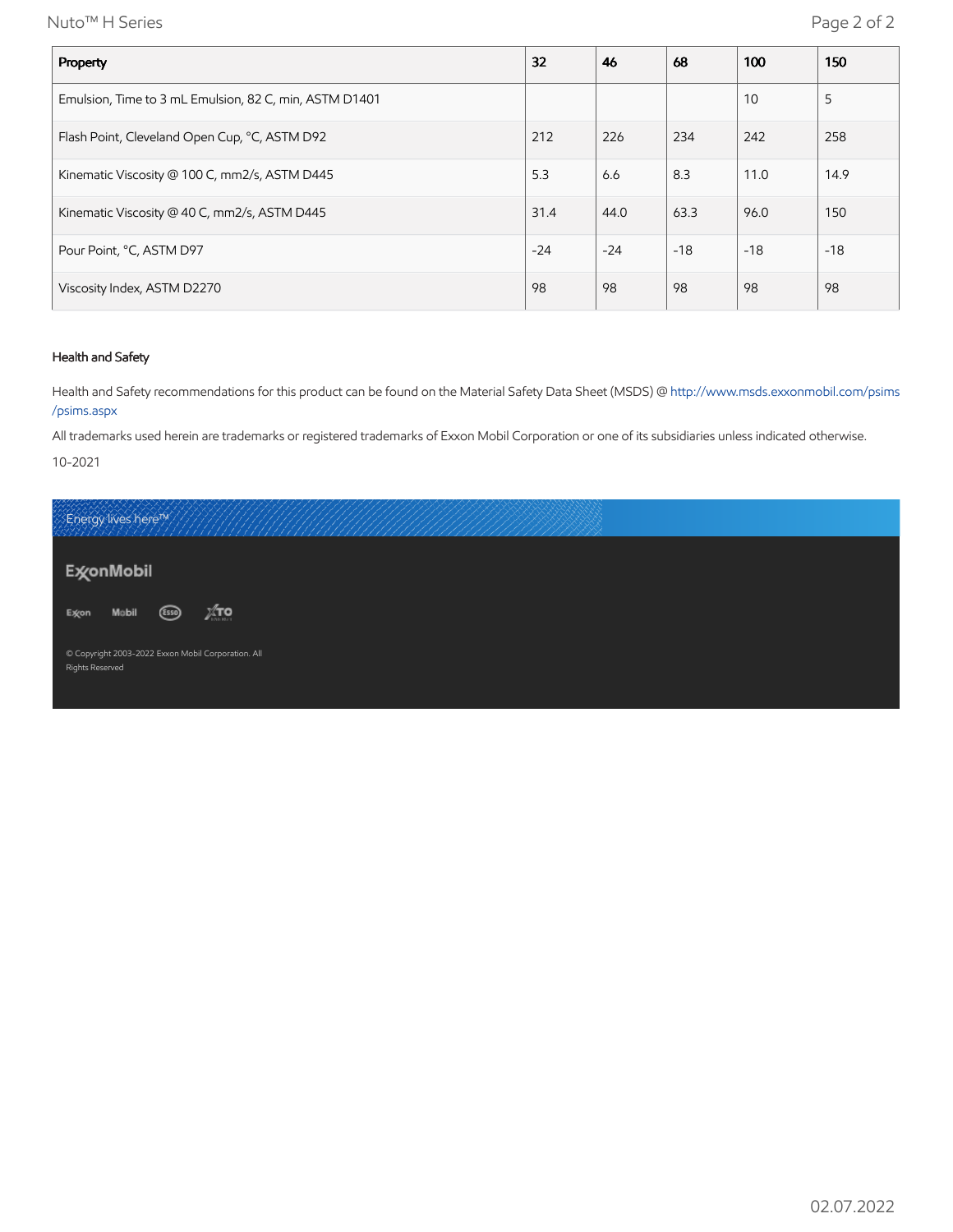| Property | 32 | 46 | 68 | 100 | 150 |
|---|---|---|---|---|---|
| Emulsion, Time to 3 mL Emulsion, 82 C, min, ASTM D1401 | | | | 10 | 5 |
| Flash Point, Cleveland Open Cup, °C, ASTM D92 | 212 | 226 | 234 | 242 | 258 |
| Kinematic Viscosity @ 100 C, mm2/s, ASTM D445 | 5.3 | 6.6 | 8.3 | 11.0 | 14.9 |
| Kinematic Viscosity @ 40 C, mm2/s, ASTM D445 | 31.4 | 44.0 | 63.3 | 96.0 | 150 |
| Pour Point, °C, ASTM D97 | -24 | -24 | -18 | -18 | -18 |
| Viscosity Index, ASTM D2270 | 98 | 98 | 98 | 98 | 98 |

### Health and Safety

Health and Safety recommendations for this product can be found on the Material Safety Data Sheet (MSDS) @ http://www.msds.exxonmobil.com/psims/psims.aspx

All trademarks used herein are trademarks or registered trademarks of Exxon Mobil Corporation or one of its subsidiaries unless indicated otherwise.

10-2021

Energy lives here™

ExxonMobil

Exxon Mobil Esso XTO

© Copyright 2003-2022 Exxon Mobil Corporation. All Rights Reserved